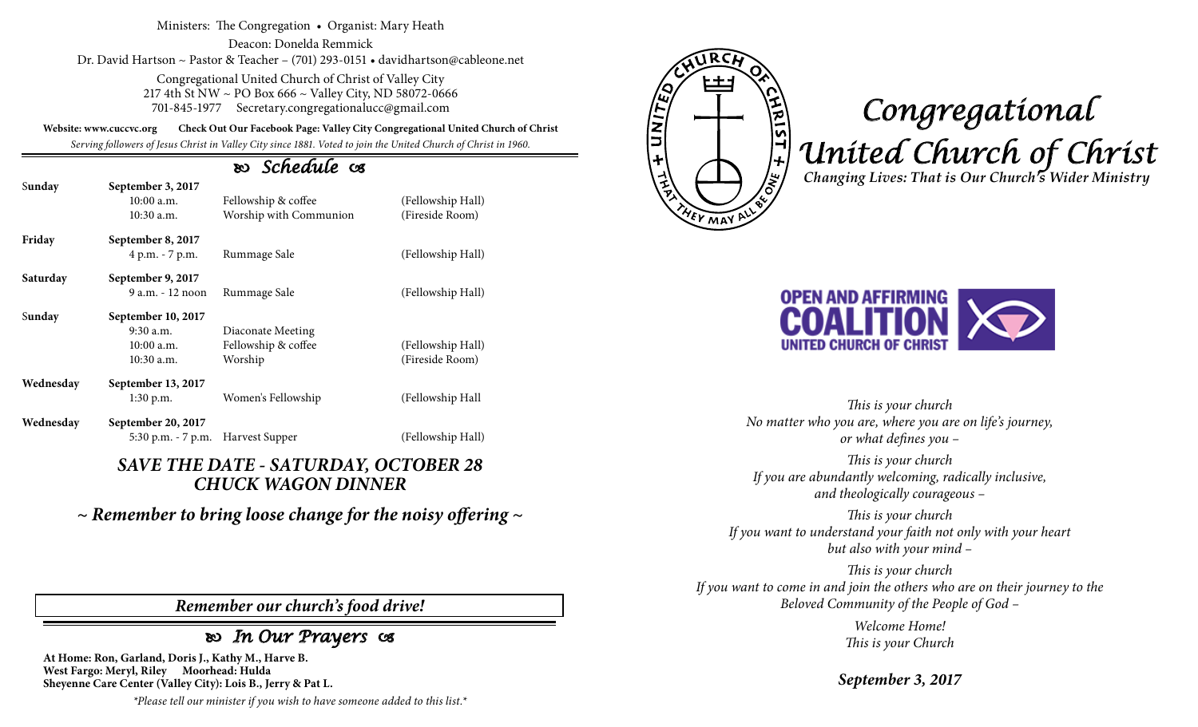Ministers: The Congregation • Organist: Mary Heath

Deacon: Donelda Remmick

Dr. David Hartson ~ Pastor & Teacher – (701) 293-0151 • davidhartson@cableone.net

Congregational United Church of Christ of Valley City
217 4th St NW ~ PO Box 666 ~ Valley City, ND 58072-0666
701-845-1977 Secretary.congregationalucc@gmail.com

**Website: www.cuccvc.org** **Check Out Our Facebook Page: Valley City Congregational United Church of Christ**

*Serving followers of Jesus Christ in Valley City since 1881. Voted to join the United Church of Christ in 1960.*

## Schedule

| | | | |
|---|---|---|---|
| **Sunday** | **September 3, 2017** | | |
| | 10:00 a.m. | Fellowship & coffee | (Fellowship Hall) |
| | 10:30 a.m. | Worship with Communion | (Fireside Room) |
| **Friday** | **September 8, 2017** | | |
| | 4 p.m. - 7 p.m. | Rummage Sale | (Fellowship Hall) |
| **Saturday** | **September 9, 2017** | | |
| | 9 a.m. - 12 noon | Rummage Sale | (Fellowship Hall) |
| **Sunday** | **September 10, 2017** | | |
| | 9:30 a.m. | Diaconate Meeting | |
| | 10:00 a.m. | Fellowship & coffee | (Fellowship Hall) |
| | 10:30 a.m. | Worship | (Fireside Room) |
| **Wednesday** | **September 13, 2017** | | |
| | 1:30 p.m. | Women's Fellowship | (Fellowship Hall |
| **Wednesday** | **September 20, 2017** | | |
| | 5:30 p.m. - 7 p.m. | Harvest Supper | (Fellowship Hall) |

***SAVE THE DATE - SATURDAY, OCTOBER 28***
***CHUCK WAGON DINNER***

***~ Remember to bring loose change for the noisy offering ~***

***Remember our church's food drive!***

## In Our Prayers

**At Home: Ron, Garland, Doris J., Kathy M., Harve B.**
**West Fargo: Meryl, Riley Moorhead: Hulda**
**Sheyenne Care Center (Valley City): Lois B., Jerry & Pat L.**

*\*Please tell our minister if you wish to have someone added to this list.\**

# Congregational United Church of Christ

***Changing Lives: That is Our Church's Wider Ministry***

OPEN AND AFFIRMING COALITION UNITED CHURCH OF CHRIST

*This is your church*
*No matter who you are, where you are on life's journey, or what defines you –*

*This is your church*
*If you are abundantly welcoming, radically inclusive, and theologically courageous –*

*This is your church*
*If you want to understand your faith not only with your heart but also with your mind –*

*This is your church*
*If you want to come in and join the others who are on their journey to the Beloved Community of the People of God –*

*Welcome Home!*
*This is your Church*

***September 3, 2017***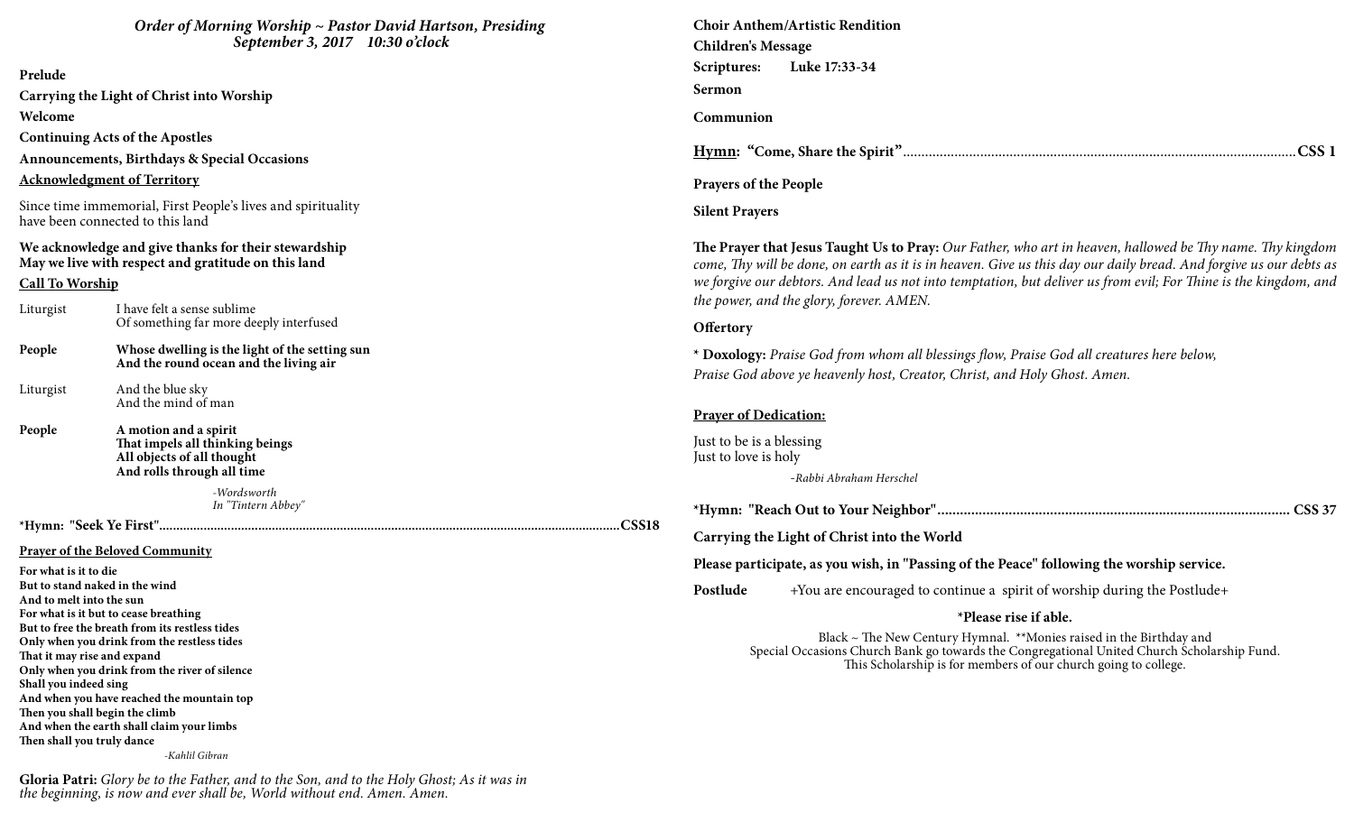*Order of Morning Worship ~ Pastor David Hartson, Presiding*
*September 3, 2017 10:30 o'clock*

**Prelude**

**Carrying the Light of Christ into Worship**

**Welcome**

**Continuing Acts of the Apostles**

**Announcements, Birthdays & Special Occasions**

**Acknowledgment of Territory**

Since time immemorial, First People's lives and spirituality
have been connected to this land

**We acknowledge and give thanks for their stewardship**
**May we live with respect and gratitude on this land**

**Call To Worship**

| | |
|---|---|
| Liturgist | I have felt a sense sublime<br>Of something far more deeply interfused |
| **People** | **Whose dwelling is the light of the setting sun**<br>**And the round ocean and the living air** |
| Liturgist | And the blue sky<br>And the mind of man |
| **People** | **A motion and a spirit**<br>**That impels all thinking beings**<br>**All objects of all thought**<br>**And rolls through all time** |

*-Wordsworth*
*In "Tintern Abbey"*

**\*Hymn: "Seek Ye First"....CSS18**

**Prayer of the Beloved Community**

**For what is it to die**
**But to stand naked in the wind**
**And to melt into the sun**
**For what is it but to cease breathing**
**But to free the breath from its restless tides**
**Only when you drink from the restless tides**
**That it may rise and expand**
**Only when you drink from the river of silence**
**Shall you indeed sing**
**And when you have reached the mountain top**
**Then you shall begin the climb**
**And when the earth shall claim your limbs**
**Then shall you truly dance**

*-Kahlil Gibran*

**Gloria Patri:** *Glory be to the Father, and to the Son, and to the Holy Ghost; As it was in the beginning, is now and ever shall be, World without end. Amen. Amen.*

**Choir Anthem/Artistic Rendition**

**Children's Message**

**Scriptures: Luke 17:33-34**

**Sermon**

**Communion**

**Hymn: "Come, Share the Spirit"....CSS 1**

**Prayers of the People**

**Silent Prayers**

**The Prayer that Jesus Taught Us to Pray:** *Our Father, who art in heaven, hallowed be Thy name. Thy kingdom come, Thy will be done, on earth as it is in heaven. Give us this day our daily bread. And forgive us our debts as we forgive our debtors. And lead us not into temptation, but deliver us from evil; For Thine is the kingdom, and the power, and the glory, forever. AMEN.*

**Offertory**

\* **Doxology:** *Praise God from whom all blessings flow, Praise God all creatures here below,*
*Praise God above ye heavenly host, Creator, Christ, and Holy Ghost. Amen.*

**Prayer of Dedication:**

Just to be is a blessing
Just to love is holy

*-Rabbi Abraham Herschel*

**\*Hymn: "Reach Out to Your Neighbor"....CSS 37**

**Carrying the Light of Christ into the World**

**Please participate, as you wish, in "Passing of the Peace" following the worship service.**

**Postlude** +You are encouraged to continue a spirit of worship during the Postlude+

**\*Please rise if able.**

Black ~ The New Century Hymnal. \*\*Monies raised in the Birthday and
Special Occasions Church Bank go towards the Congregational United Church Scholarship Fund.
This Scholarship is for members of our church going to college.